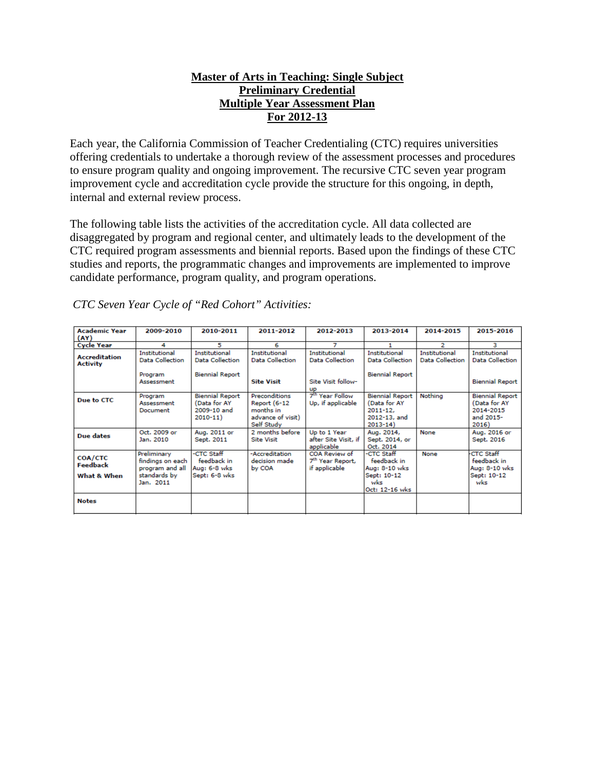**Master of Arts in Teaching: Single Subject**
**Preliminary Credential**
**Multiple Year Assessment Plan**
**For 2012-13**

Each year, the California Commission of Teacher Credentialing (CTC) requires universities offering credentials to undertake a thorough review of the assessment processes and procedures to ensure program quality and ongoing improvement. The recursive CTC seven year program improvement cycle and accreditation cycle provide the structure for this ongoing, in depth, internal and external review process.

The following table lists the activities of the accreditation cycle. All data collected are disaggregated by program and regional center, and ultimately leads to the development of the CTC required program assessments and biennial reports. Based upon the findings of these CTC studies and reports, the programmatic changes and improvements are implemented to improve candidate performance, program quality, and program operations.

*CTC Seven Year Cycle of "Red Cohort" Activities:*

| Academic Year (AY) | 2009-2010 | 2010-2011 | 2011-2012 | 2012-2013 | 2013-2014 | 2014-2015 | 2015-2016 |
|---|---|---|---|---|---|---|---|
| Cycle Year | 4 | 5 | 6 | 7 | 1 | 2 | 3 |
| Accreditation Activity | Institutional Data Collection<br><br>Program Assessment | Institutional Data Collection<br><br>Biennial Report | Institutional Data Collection<br><br>**Site Visit** | Institutional Data Collection<br><br>Site Visit follow-up | Institutional Data Collection<br><br>Biennial Report | Institutional Data Collection | Institutional Data Collection<br><br>Biennial Report |
| Due to CTC | Program Assessment Document | Biennial Report (Data for AY 2009-10 and 2010-11) | Preconditions Report (6-12 months in advance of visit) Self Study | 7th Year Follow Up, if applicable | Biennial Report (Data for AY 2011-12, 2012-13, and 2013-14) | Nothing | Biennial Report (Data for AY 2014-2015 and 2015-2016) |
| Due dates | Oct. 2009 or Jan. 2010 | Aug. 2011 or Sept. 2011 | 2 months before Site Visit | Up to 1 Year after Site Visit, if applicable | Aug. 2014, Sept. 2014, or Oct. 2014 | None | Aug. 2016 or Sept. 2016 |
| COA/CTC Feedback<br>What & When | Preliminary findings on each program and all standards by Jan. 2011 | -CTC Staff feedback in Aug: 6-8 wks Sept: 6-8 wks | -Accreditation decision made by COA | COA Review of 7th Year Report, if applicable | -CTC Staff feedback in Aug: 8-10 wks Sept: 10-12 wks Oct: 12-16 wks | None | -CTC Staff feedback in Aug: 8-10 wks Sept: 10-12 wks |
| Notes | | | | | | | |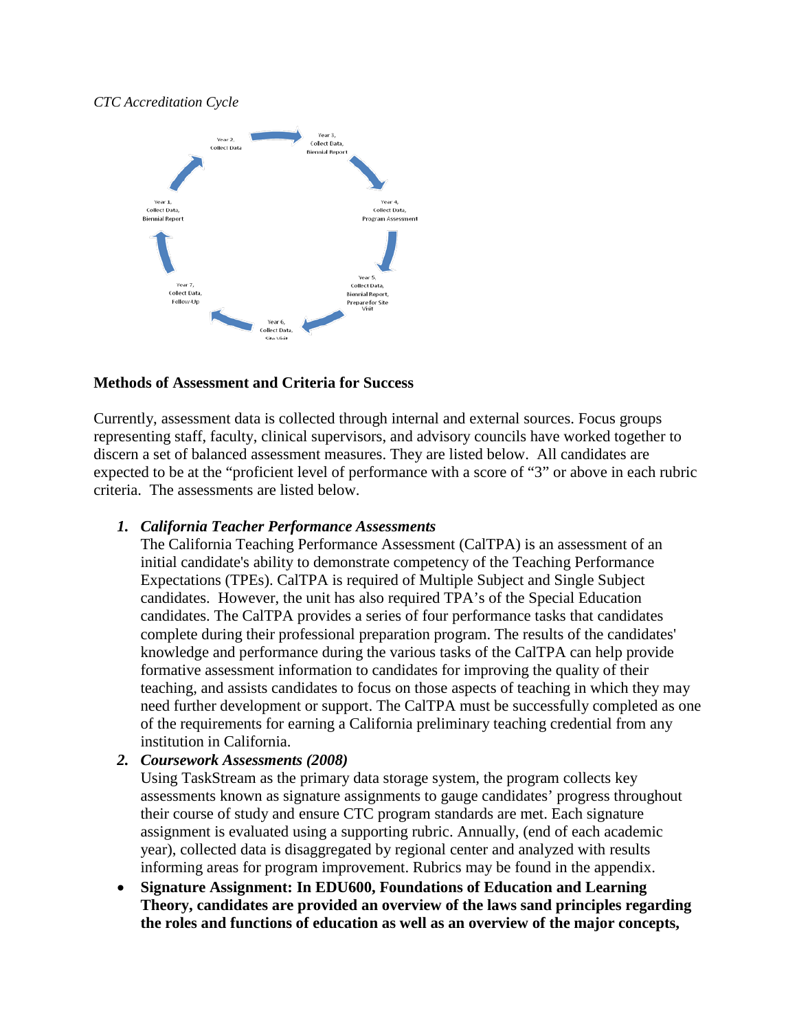*CTC Accreditation Cycle*

Year 1, Collect Data, Biennial Report

Year 2, Collect Data

Year 3, Collect Data, Biennial Report

Year 4, Collect Data, Program Assessment

Year 5, Collect Data, Biennial Report, Prepare for Site Visit

Year 6, Collect Data, Site Visit

Year 7, Collect Data, Follow-Up

**Methods of Assessment and Criteria for Success**

Currently, assessment data is collected through internal and external sources. Focus groups representing staff, faculty, clinical supervisors, and advisory councils have worked together to discern a set of balanced assessment measures. They are listed below. All candidates are expected to be at the "proficient level of performance with a score of "3" or above in each rubric criteria. The assessments are listed below.

1. ***California Teacher Performance Assessments***
   The California Teaching Performance Assessment (CalTPA) is an assessment of an initial candidate's ability to demonstrate competency of the Teaching Performance Expectations (TPEs). CalTPA is required of Multiple Subject and Single Subject candidates. However, the unit has also required TPA's of the Special Education candidates. The CalTPA provides a series of four performance tasks that candidates complete during their professional preparation program. The results of the candidates' knowledge and performance during the various tasks of the CalTPA can help provide formative assessment information to candidates for improving the quality of their teaching, and assists candidates to focus on those aspects of teaching in which they may need further development or support. The CalTPA must be successfully completed as one of the requirements for earning a California preliminary teaching credential from any institution in California.
2. ***Coursework Assessments (2008)***
   Using TaskStream as the primary data storage system, the program collects key assessments known as signature assignments to gauge candidates' progress throughout their course of study and ensure CTC program standards are met. Each signature assignment is evaluated using a supporting rubric. Annually, (end of each academic year), collected data is disaggregated by regional center and analyzed with results informing areas for program improvement. Rubrics may be found in the appendix.

- **Signature Assignment: In EDU600, Foundations of Education and Learning Theory, candidates are provided an overview of the laws sand principles regarding the roles and functions of education as well as an overview of the major concepts,**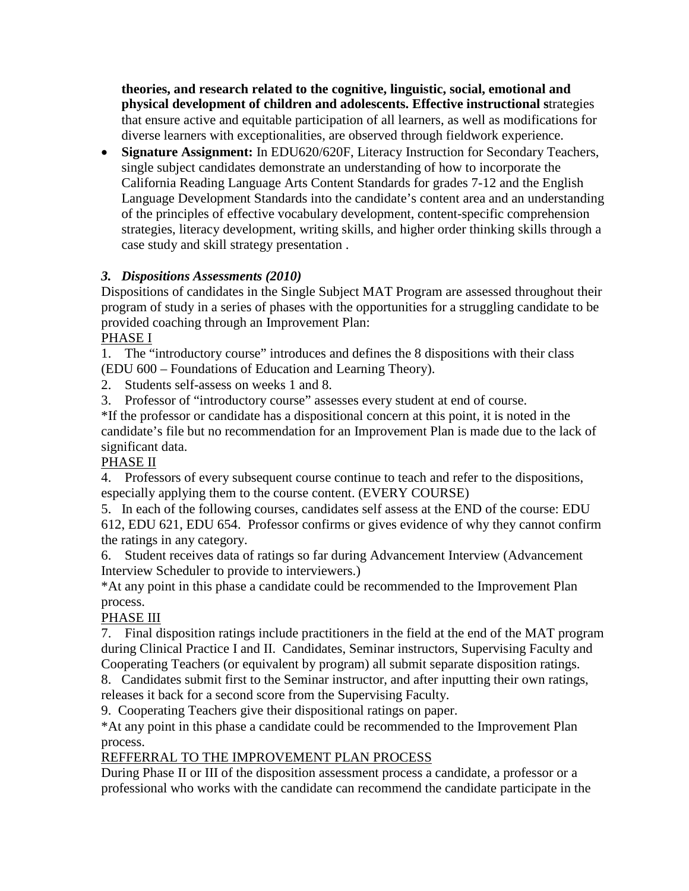**theories, and research related to the cognitive, linguistic, social, emotional and physical development of children and adolescents. Effective instructional s**trategies that ensure active and equitable participation of all learners, as well as modifications for diverse learners with exceptionalities, are observed through fieldwork experience.

- **Signature Assignment:** In EDU620/620F, Literacy Instruction for Secondary Teachers, single subject candidates demonstrate an understanding of how to incorporate the California Reading Language Arts Content Standards for grades 7-12 and the English Language Development Standards into the candidate's content area and an understanding of the principles of effective vocabulary development, content-specific comprehension strategies, literacy development, writing skills, and higher order thinking skills through a case study and skill strategy presentation .

### *3. Dispositions Assessments (2010)*

Dispositions of candidates in the Single Subject MAT Program are assessed throughout their program of study in a series of phases with the opportunities for a struggling candidate to be provided coaching through an Improvement Plan:

PHASE I

1. The "introductory course" introduces and defines the 8 dispositions with their class (EDU 600 – Foundations of Education and Learning Theory).
2. Students self-assess on weeks 1 and 8.
3. Professor of "introductory course" assesses every student at end of course.

*If the professor or candidate has a dispositional concern at this point, it is noted in the candidate's file but no recommendation for an Improvement Plan is made due to the lack of significant data.

PHASE II

4. Professors of every subsequent course continue to teach and refer to the dispositions, especially applying them to the course content. (EVERY COURSE)
5. In each of the following courses, candidates self assess at the END of the course: EDU 612, EDU 621, EDU 654. Professor confirms or gives evidence of why they cannot confirm the ratings in any category.
6. Student receives data of ratings so far during Advancement Interview (Advancement Interview Scheduler to provide to interviewers.)

*At any point in this phase a candidate could be recommended to the Improvement Plan process.

PHASE III

7. Final disposition ratings include practitioners in the field at the end of the MAT program during Clinical Practice I and II. Candidates, Seminar instructors, Supervising Faculty and Cooperating Teachers (or equivalent by program) all submit separate disposition ratings.
8. Candidates submit first to the Seminar instructor, and after inputting their own ratings, releases it back for a second score from the Supervising Faculty.
9. Cooperating Teachers give their dispositional ratings on paper.

*At any point in this phase a candidate could be recommended to the Improvement Plan process.

REFFERRAL TO THE IMPROVEMENT PLAN PROCESS

During Phase II or III of the disposition assessment process a candidate, a professor or a professional who works with the candidate can recommend the candidate participate in the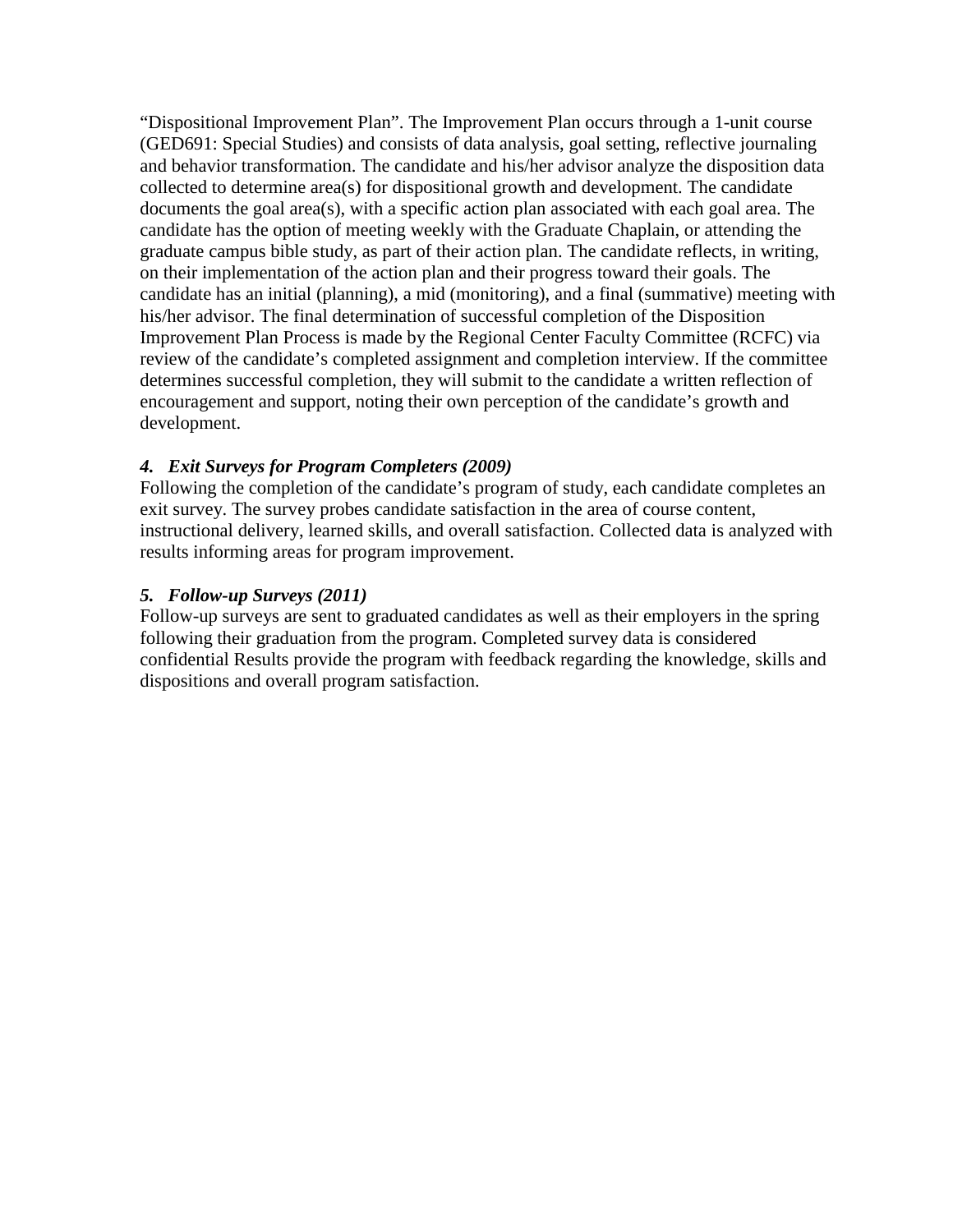"Dispositional Improvement Plan". The Improvement Plan occurs through a 1-unit course (GED691: Special Studies) and consists of data analysis, goal setting, reflective journaling and behavior transformation. The candidate and his/her advisor analyze the disposition data collected to determine area(s) for dispositional growth and development. The candidate documents the goal area(s), with a specific action plan associated with each goal area. The candidate has the option of meeting weekly with the Graduate Chaplain, or attending the graduate campus bible study, as part of their action plan. The candidate reflects, in writing, on their implementation of the action plan and their progress toward their goals. The candidate has an initial (planning), a mid (monitoring), and a final (summative) meeting with his/her advisor. The final determination of successful completion of the Disposition Improvement Plan Process is made by the Regional Center Faculty Committee (RCFC) via review of the candidate's completed assignment and completion interview. If the committee determines successful completion, they will submit to the candidate a written reflection of encouragement and support, noting their own perception of the candidate's growth and development.

***4. Exit Surveys for Program Completers (2009)***

Following the completion of the candidate's program of study, each candidate completes an exit survey. The survey probes candidate satisfaction in the area of course content, instructional delivery, learned skills, and overall satisfaction. Collected data is analyzed with results informing areas for program improvement.

***5. Follow-up Surveys (2011)***

Follow-up surveys are sent to graduated candidates as well as their employers in the spring following their graduation from the program. Completed survey data is considered confidential Results provide the program with feedback regarding the knowledge, skills and dispositions and overall program satisfaction.